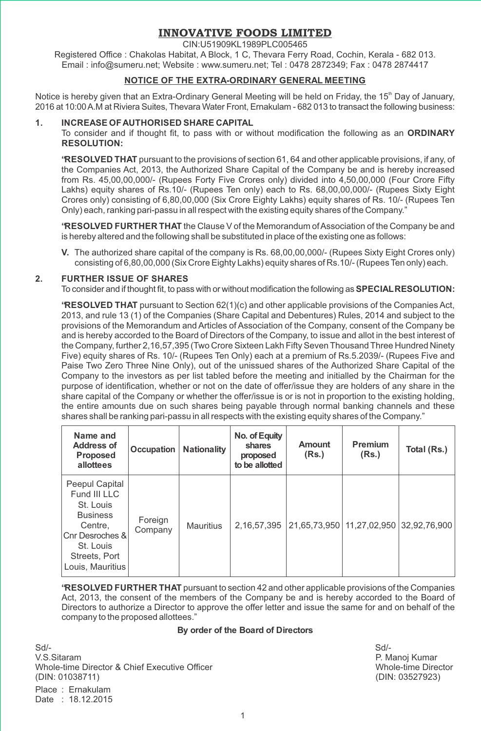# INNOVATIVE FOODS LIMITED

CIN:U51909KL1989PLC005465

Registered Office : Chakolas Habitat, A Block, 1 C, Thevara Ferry Road, Cochin, Kerala - 682 013.
Email : info@sumeru.net; Website : www.sumeru.net; Tel : 0478 2872349; Fax : 0478 2874417

## NOTICE OF THE EXTRA-ORDINARY GENERAL MEETING

Notice is hereby given that an Extra-Ordinary General Meeting will be held on Friday, the 15th Day of January, 2016 at 10:00 A.M at Riviera Suites, Thevara Water Front, Ernakulam - 682 013 to transact the following business:

**1. INCREASE OF AUTHORISED SHARE CAPITAL**

To consider and if thought fit, to pass with or without modification the following as an **ORDINARY RESOLUTION:**

"**RESOLVED THAT** pursuant to the provisions of section 61, 64 and other applicable provisions, if any, of the Companies Act, 2013, the Authorized Share Capital of the Company be and is hereby increased from Rs. 45,00,00,000/- (Rupees Forty Five Crores only) divided into 4,50,00,000 (Four Crore Fifty Lakhs) equity shares of Rs.10/- (Rupees Ten only) each to Rs. 68,00,00,000/- (Rupees Sixty Eight Crores only) consisting of 6,80,00,000 (Six Crore Eighty Lakhs) equity shares of Rs. 10/- (Rupees Ten Only) each, ranking pari-passu in all respect with the existing equity shares of the Company."

"**RESOLVED FURTHER THAT** the Clause V of the Memorandum of Association of the Company be and is hereby altered and the following shall be substituted in place of the existing one as follows:

**V.** The authorized share capital of the company is Rs. 68,00,00,000/- (Rupees Sixty Eight Crores only) consisting of 6,80,00,000 (Six Crore Eighty Lakhs) equity shares of Rs.10/- (Rupees Ten only) each.

**2. FURTHER ISSUE OF SHARES**

To consider and if thought fit, to pass with or without modification the following as **SPECIAL RESOLUTION:**

"**RESOLVED THAT** pursuant to Section 62(1)(c) and other applicable provisions of the Companies Act, 2013, and rule 13 (1) of the Companies (Share Capital and Debentures) Rules, 2014 and subject to the provisions of the Memorandum and Articles of Association of the Company, consent of the Company be and is hereby accorded to the Board of Directors of the Company, to issue and allot in the best interest of the Company, further 2,16,57,395 (Two Crore Sixteen Lakh Fifty Seven Thousand Three Hundred Ninety Five) equity shares of Rs. 10/- (Rupees Ten Only) each at a premium of Rs.5.2039/- (Rupees Five and Paise Two Zero Three Nine Only), out of the unissued shares of the Authorized Share Capital of the Company to the investors as per list tabled before the meeting and initialled by the Chairman for the purpose of identification, whether or not on the date of offer/issue they are holders of any share in the share capital of the Company or whether the offer/issue is or is not in proportion to the existing holding, the entire amounts due on such shares being payable through normal banking channels and these shares shall be ranking pari-passu in all respects with the existing equity shares of the Company."

| Name and Address of Proposed allottees | Occupation | Nationality | No. of Equity shares proposed to be allotted | Amount (Rs.) | Premium (Rs.) | Total (Rs.) |
|---|---|---|---|---|---|---|
| Peepul Capital Fund III LLC St. Louis Business Centre, Cnr Desroches & St. Louis Streets, Port Louis, Mauritius | Foreign Company | Mauritius | 2,16,57,395 | 21,65,73,950 | 11,27,02,950 | 32,92,76,900 |

"**RESOLVED FURTHER THAT** pursuant to section 42 and other applicable provisions of the Companies Act, 2013, the consent of the members of the Company be and is hereby accorded to the Board of Directors to authorize a Director to approve the offer letter and issue the same for and on behalf of the company to the proposed allottees."

**By order of the Board of Directors**

Sd/-
V.S.Sitaram
Whole-time Director & Chief Executive Officer
(DIN: 01038711)

Sd/-
P. Manoj Kumar
Whole-time Director
(DIN: 03527923)

Place : Ernakulam
Date : 18.12.2015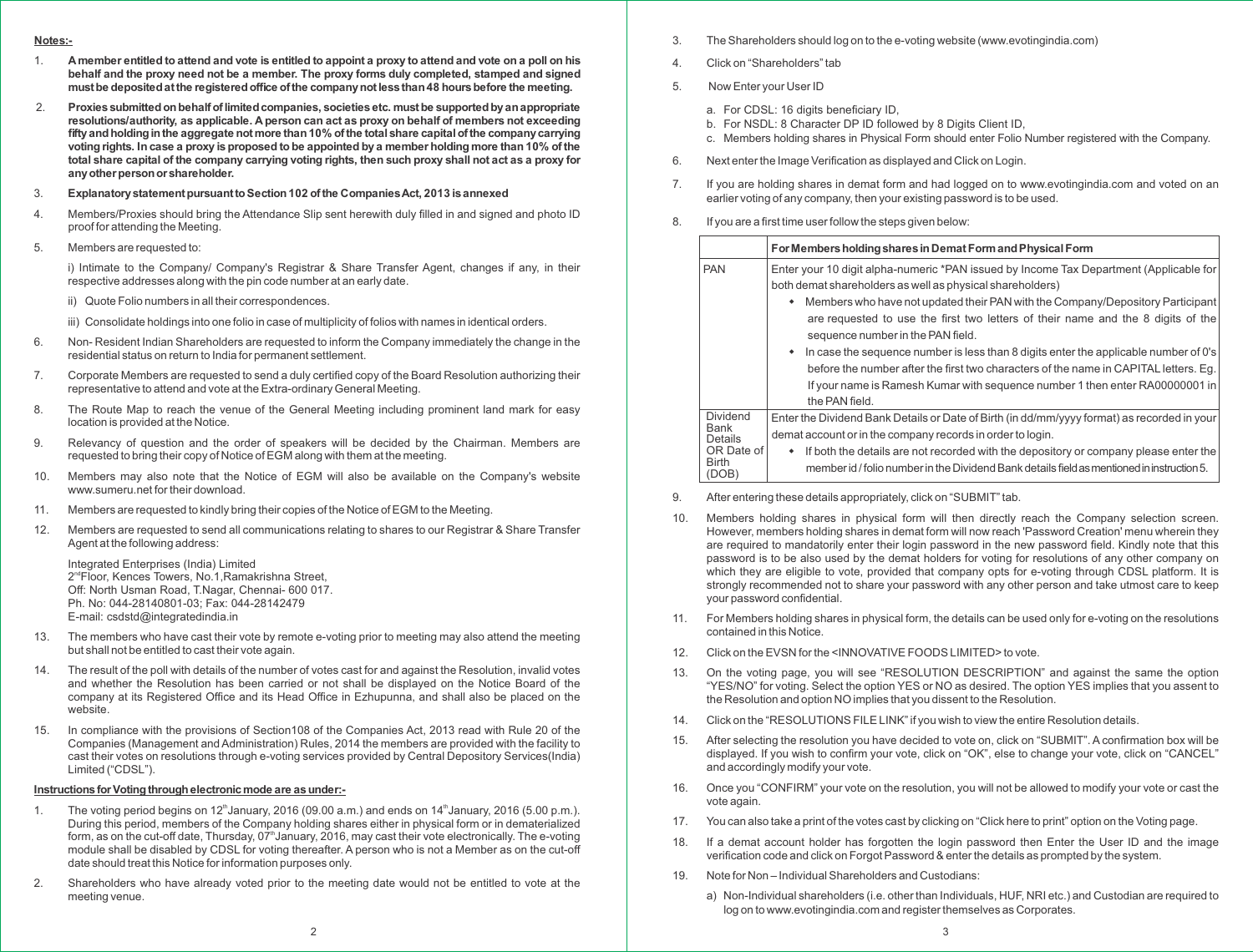**Notes:-**

1. **A member entitled to attend and vote is entitled to appoint a proxy to attend and vote on a poll on his behalf and the proxy need not be a member. The proxy forms duly completed, stamped and signed must be deposited at the registered office of the company not less than 48 hours before the meeting.**
2. **Proxies submitted on behalf of limited companies, societies etc. must be supported by an appropriate resolutions/authority, as applicable. A person can act as proxy on behalf of members not exceeding fifty and holding in the aggregate not more than 10% of the total share capital of the company carrying voting rights. In case a proxy is proposed to be appointed by a member holding more than 10% of the total share capital of the company carrying voting rights, then such proxy shall not act as a proxy for any other person or shareholder.**
3. **Explanatory statement pursuant to Section 102 of the Companies Act, 2013 is annexed**
4. Members/Proxies should bring the Attendance Slip sent herewith duly filled in and signed and photo ID proof for attending the Meeting.
5. Members are requested to:

   i) Intimate to the Company/ Company's Registrar & Share Transfer Agent, changes if any, in their respective addresses along with the pin code number at an early date.

   ii) Quote Folio numbers in all their correspondences.

   iii) Consolidate holdings into one folio in case of multiplicity of folios with names in identical orders.
6. Non- Resident Indian Shareholders are requested to inform the Company immediately the change in the residential status on return to India for permanent settlement.
7. Corporate Members are requested to send a duly certified copy of the Board Resolution authorizing their representative to attend and vote at the Extra-ordinary General Meeting.
8. The Route Map to reach the venue of the General Meeting including prominent land mark for easy location is provided at the Notice.
9. Relevancy of question and the order of speakers will be decided by the Chairman. Members are requested to bring their copy of Notice of EGM along with them at the meeting.
10. Members may also note that the Notice of EGM will also be available on the Company's website www.sumeru.net for their download.
11. Members are requested to kindly bring their copies of the Notice of EGM to the Meeting.
12. Members are requested to send all communications relating to shares to our Registrar & Share Transfer Agent at the following address:

    Integrated Enterprises (India) Limited
    2nd Floor, Kences Towers, No.1,Ramakrishna Street,
    Off: North Usman Road, T.Nagar, Chennai- 600 017.
    Ph. No: 044-28140801-03; Fax: 044-28142479
    E-mail: csdstd@integratedindia.in
13. The members who have cast their vote by remote e-voting prior to meeting may also attend the meeting but shall not be entitled to cast their vote again.
14. The result of the poll with details of the number of votes cast for and against the Resolution, invalid votes and whether the Resolution has been carried or not shall be displayed on the Notice Board of the company at its Registered Office and its Head Office in Ezhupunna, and shall also be placed on the website.
15. In compliance with the provisions of Section108 of the Companies Act, 2013 read with Rule 20 of the Companies (Management and Administration) Rules, 2014 the members are provided with the facility to cast their votes on resolutions through e-voting services provided by Central Depository Services(India) Limited ("CDSL").

**Instructions for Voting through electronic mode are as under:-**

1. The voting period begins on 12th January, 2016 (09.00 a.m.) and ends on 14th January, 2016 (5.00 p.m.). During this period, members of the Company holding shares either in physical form or in dematerialized form, as on the cut-off date, Thursday, 07th January, 2016, may cast their vote electronically. The e-voting module shall be disabled by CDSL for voting thereafter. A person who is not a Member as on the cut-off date should treat this Notice for information purposes only.
2. Shareholders who have already voted prior to the meeting date would not be entitled to vote at the meeting venue.
3. The Shareholders should log on to the e-voting website (www.evotingindia.com)
4. Click on "Shareholders" tab
5. Now Enter your User ID

   a. For CDSL: 16 digits beneficiary ID,
   b. For NSDL: 8 Character DP ID followed by 8 Digits Client ID,
   c. Members holding shares in Physical Form should enter Folio Number registered with the Company.
6. Next enter the Image Verification as displayed and Click on Login.
7. If you are holding shares in demat form and had logged on to www.evotingindia.com and voted on an earlier voting of any company, then your existing password is to be used.
8. If you are a first time user follow the steps given below:

| | For Members holding shares in Demat Form and Physical Form |
|---|---|
| PAN | Enter your 10 digit alpha-numeric *PAN issued by Income Tax Department (Applicable for both demat shareholders as well as physical shareholders)<br>• Members who have not updated their PAN with the Company/Depository Participant are requested to use the first two letters of their name and the 8 digits of the sequence number in the PAN field.<br>• In case the sequence number is less than 8 digits enter the applicable number of 0's before the number after the first two characters of the name in CAPITAL letters. Eg. If your name is Ramesh Kumar with sequence number 1 then enter RA00000001 in the PAN field. |
| Dividend Bank Details OR Date of Birth (DOB) | Enter the Dividend Bank Details or Date of Birth (in dd/mm/yyyy format) as recorded in your demat account or in the company records in order to login.<br>• If both the details are not recorded with the depository or company please enter the member id / folio number in the Dividend Bank details field as mentioned in instruction 5. |

9. After entering these details appropriately, click on "SUBMIT" tab.
10. Members holding shares in physical form will then directly reach the Company selection screen. However, members holding shares in demat form will now reach 'Password Creation' menu wherein they are required to mandatorily enter their login password in the new password field. Kindly note that this password is to be also used by the demat holders for voting for resolutions of any other company on which they are eligible to vote, provided that company opts for e-voting through CDSL platform. It is strongly recommended not to share your password with any other person and take utmost care to keep your password confidential.
11. For Members holding shares in physical form, the details can be used only for e-voting on the resolutions contained in this Notice.
12. Click on the EVSN for the <INNOVATIVE FOODS LIMITED> to vote.
13. On the voting page, you will see "RESOLUTION DESCRIPTION" and against the same the option "YES/NO" for voting. Select the option YES or NO as desired. The option YES implies that you assent to the Resolution and option NO implies that you dissent to the Resolution.
14. Click on the "RESOLUTIONS FILE LINK" if you wish to view the entire Resolution details.
15. After selecting the resolution you have decided to vote on, click on "SUBMIT". A confirmation box will be displayed. If you wish to confirm your vote, click on "OK", else to change your vote, click on "CANCEL" and accordingly modify your vote.
16. Once you "CONFIRM" your vote on the resolution, you will not be allowed to modify your vote or cast the vote again.
17. You can also take a print of the votes cast by clicking on "Click here to print" option on the Voting page.
18. If a demat account holder has forgotten the login password then Enter the User ID and the image verification code and click on Forgot Password & enter the details as prompted by the system.
19. Note for Non – Individual Shareholders and Custodians:

    a) Non-Individual shareholders (i.e. other than Individuals, HUF, NRI etc.) and Custodian are required to log on to www.evotingindia.com and register themselves as Corporates.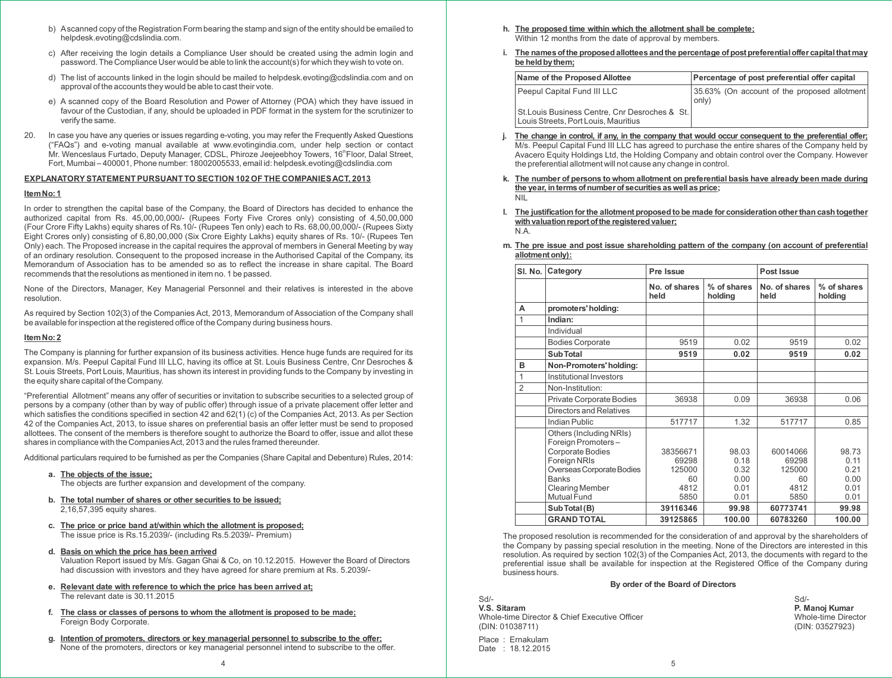b) A scanned copy of the Registration Form bearing the stamp and sign of the entity should be emailed to helpdesk.evoting@cdslindia.com.

c) After receiving the login details a Compliance User should be created using the admin login and password. The Compliance User would be able to link the account(s) for which they wish to vote on.

d) The list of accounts linked in the login should be mailed to helpdesk.evoting@cdslindia.com and on approval of the accounts they would be able to cast their vote.

e) A scanned copy of the Board Resolution and Power of Attorney (POA) which they have issued in favour of the Custodian, if any, should be uploaded in PDF format in the system for the scrutinizer to verify the same.

20. In case you have any queries or issues regarding e-voting, you may refer the Frequently Asked Questions ("FAQs") and e-voting manual available at www.evotingindia.com, under help section or contact Mr. Wenceslaus Furtado, Deputy Manager, CDSL, Phiroze Jeejeebhoy Towers, 16th Floor, Dalal Street, Fort, Mumbai – 400001, Phone number: 18002005533, email id: helpdesk.evoting@cdslindia.com

## EXPLANATORY STATEMENT PURSUANT TO SECTION 102 OF THE COMPANIES ACT, 2013

### Item No: 1

In order to strengthen the capital base of the Company, the Board of Directors has decided to enhance the authorized capital from Rs. 45,00,00,000/- (Rupees Forty Five Crores only) consisting of 4,50,00,000 (Four Crore Fifty Lakhs) equity shares of Rs.10/- (Rupees Ten only) each to Rs. 68,00,00,000/- (Rupees Sixty Eight Crores only) consisting of 6,80,00,000 (Six Crore Eighty Lakhs) equity shares of Rs. 10/- (Rupees Ten Only) each. The Proposed increase in the capital requires the approval of members in General Meeting by way of an ordinary resolution. Consequent to the proposed increase in the Authorised Capital of the Company, its Memorandum of Association has to be amended so as to reflect the increase in share capital. The Board recommends that the resolutions as mentioned in item no. 1 be passed.

None of the Directors, Manager, Key Managerial Personnel and their relatives is interested in the above resolution.

As required by Section 102(3) of the Companies Act, 2013, Memorandum of Association of the Company shall be available for inspection at the registered office of the Company during business hours.

### Item No: 2

The Company is planning for further expansion of its business activities. Hence huge funds are required for its expansion. M/s. Peepul Capital Fund III LLC, having its office at St. Louis Business Centre, Cnr Desroches & St. Louis Streets, Port Louis, Mauritius, has shown its interest in providing funds to the Company by investing in the equity share capital of the Company.

"Preferential Allotment" means any offer of securities or invitation to subscribe securities to a selected group of persons by a company (other than by way of public offer) through issue of a private placement offer letter and which satisfies the conditions specified in section 42 and 62(1) (c) of the Companies Act, 2013. As per Section 42 of the Companies Act, 2013, to issue shares on preferential basis an offer letter must be send to proposed allottees. The consent of the members is therefore sought to authorize the Board to offer, issue and allot these shares in compliance with the Companies Act, 2013 and the rules framed thereunder.

Additional particulars required to be furnished as per the Companies (Share Capital and Debenture) Rules, 2014:

a. **The objects of the issue;**
   The objects are further expansion and development of the company.

b. **The total number of shares or other securities to be issued;**
   2,16,57,395 equity shares.

c. **The price or price band at/within which the allotment is proposed;**
   The issue price is Rs.15.2039/- (including Rs.5.2039/- Premium)

d. **Basis on which the price has been arrived**
   Valuation Report issued by M/s. Gagan Ghai & Co, on 10.12.2015. However the Board of Directors had discussion with investors and they have agreed for share premium at Rs. 5.2039/-

e. **Relevant date with reference to which the price has been arrived at;**
   The relevant date is 30.11.2015

f. **The class or classes of persons to whom the allotment is proposed to be made;**
   Foreign Body Corporate.

g. **Intention of promoters, directors or key managerial personnel to subscribe to the offer;**
   None of the promoters, directors or key managerial personnel intend to subscribe to the offer.

h. **The proposed time within which the allotment shall be complete;**
   Within 12 months from the date of approval by members.

i. **The names of the proposed allottees and the percentage of post preferential offer capital that may be held by them;**

| Name of the Proposed Allottee | Percentage of post preferential offer capital |
|---|---|
| Peepul Capital Fund III LLC<br><br>St.Louis Business Centre, Cnr Desroches & St. Louis Streets, Port Louis, Mauritius | 35.63% (On account of the proposed allotment only) |

j. **The change in control, if any, in the company that would occur consequent to the preferential offer;**
   M/s. Peepul Capital Fund III LLC has agreed to purchase the entire shares of the Company held by Avacero Equity Holdings Ltd, the Holding Company and obtain control over the Company. However the preferential allotment will not cause any change in control.

k. **The number of persons to whom allotment on preferential basis have already been made during the year, in terms of number of securities as well as price;**
   NIL

l. **The justification for the allotment proposed to be made for consideration other than cash together with valuation report of the registered valuer;**
   N.A.

m. **The pre issue and post issue shareholding pattern of the company (on account of preferential allotment only):**

| Sl. No. | Category | Pre Issue | | Post Issue | |
|---|---|---|---|---|---|
| | | No. of shares held | % of shares holding | No. of shares held | % of shares holding |
| A | promoters' holding: | | | | |
| 1 | Indian: | | | | |
| | Individual | | | | |
| | Bodies Corporate | 9519 | 0.02 | 9519 | 0.02 |
| | **Sub Total** | **9519** | **0.02** | **9519** | **0.02** |
| B | Non-Promoters' holding: | | | | |
| 1 | Institutional Investors | | | | |
| 2 | Non-Institution: | | | | |
| | Private Corporate Bodies | 36938 | 0.09 | 36938 | 0.06 |
| | Directors and Relatives | | | | |
| | Indian Public | 517717 | 1.32 | 517717 | 0.85 |
| | Others (Including NRIs)<br>Foreign Promoters –<br>Corporate Bodies<br>Foreign NRIs<br>Overseas Corporate Bodies<br>Banks<br>Clearing Member<br>Mutual Fund | <br><br>38356671<br>69298<br>125000<br>60<br>4812<br>5850 | <br><br>98.03<br>0.18<br>0.32<br>0.00<br>0.01<br>0.01 | <br><br>60014066<br>69298<br>125000<br>60<br>4812<br>5850 | <br><br>98.73<br>0.11<br>0.21<br>0.00<br>0.01<br>0.01 |
| | **Sub Total (B)** | **39116346** | **99.98** | **60773741** | **99.98** |
| | **GRAND TOTAL** | **39125865** | **100.00** | **60783260** | **100.00** |

The proposed resolution is recommended for the consideration of and approval by the shareholders of the Company by passing special resolution in the meeting. None of the Directors are interested in this resolution. As required by section 102(3) of the Companies Act, 2013, the documents with regard to the preferential issue shall be available for inspection at the Registered Office of the Company during business hours.

**By order of the Board of Directors**

Sd/-
**V.S. Sitaram**
Whole-time Director & Chief Executive Officer
(DIN: 01038711)

Sd/-
**P. Manoj Kumar**
Whole-time Director
(DIN: 03527923)

Place : Ernakulam
Date : 18.12.2015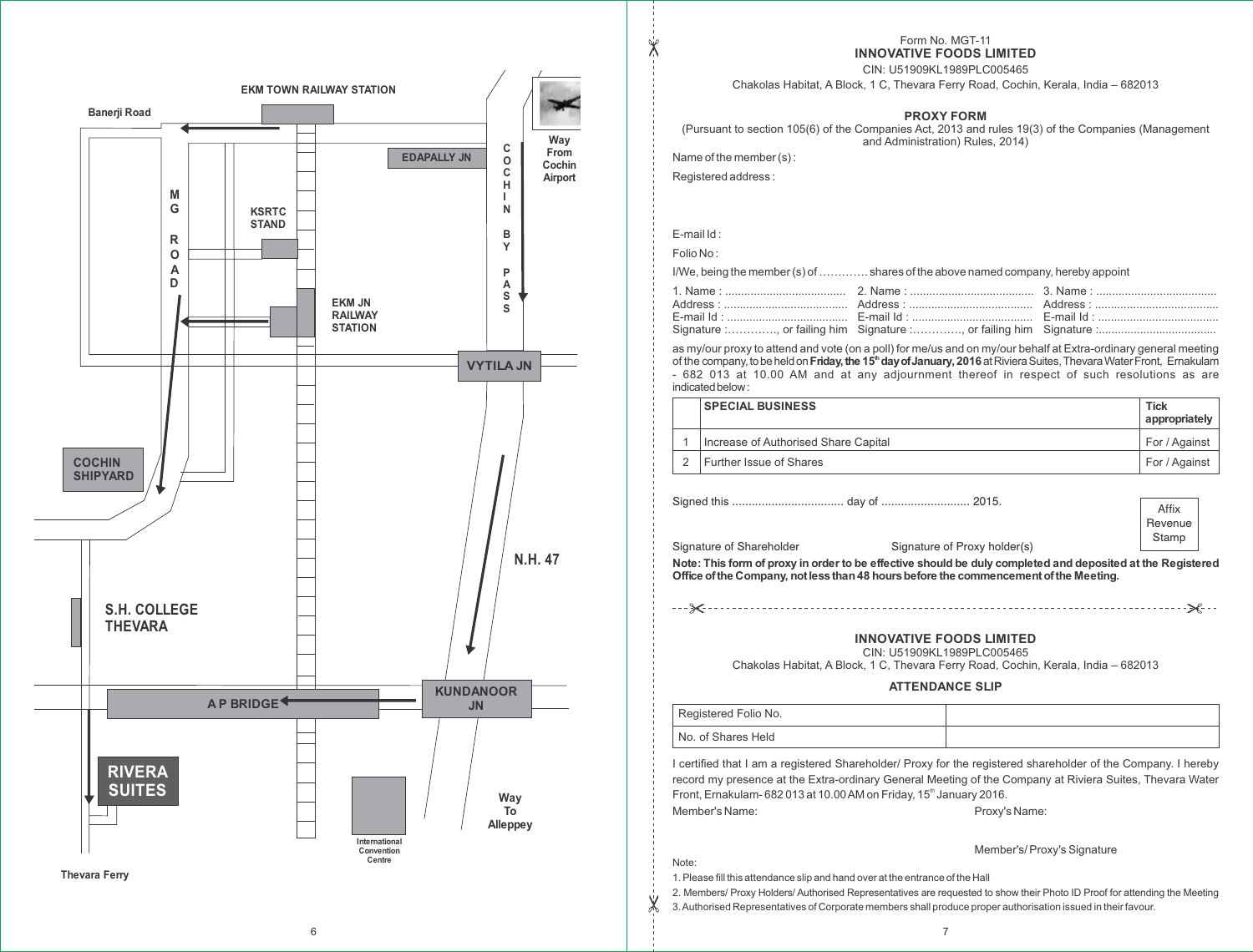EKM TOWN RAILWAY STATION

Banerji Road

EDAPALLY JN

COCHIN BYPASS

Way From Cochin Airport

MG ROAD

KSRTC STAND

EKM JN RAILWAY STATION

VYTILA JN

COCHIN SHIPYARD

N.H. 47

S.H. COLLEGE THEVARA

A P BRIDGE

KUNDANOOR JN

RIVERA SUITES

International Convention Centre

Way To Alleppey

Thevara Ferry

Form No. MGT-11

**INNOVATIVE FOODS LIMITED**

CIN: U51909KL1989PLC005465

Chakolas Habitat, A Block, 1 C, Thevara Ferry Road, Cochin, Kerala, India – 682013

## PROXY FORM

(Pursuant to section 105(6) of the Companies Act, 2013 and rules 19(3) of the Companies (Management and Administration) Rules, 2014)

Name of the member (s) :

Registered address :

E-mail Id :

Folio No :

I/We, being the member (s) of ............ shares of the above named company, hereby appoint

1. Name : ......................................
Address : ......................................
E-mail Id : ......................................
Signature :............., or failing him

2. Name : ......................................
Address : ......................................
E-mail Id : ......................................
Signature :............., or failing him

3. Name : ......................................
Address : ......................................
E-mail Id : ......................................
Signature :.....................................

as my/our proxy to attend and vote (on a poll) for me/us and on my/our behalf at Extra-ordinary general meeting of the company, to be held on **Friday, the 15th day of January, 2016** at Riviera Suites, Thevara Water Front, Ernakulam - 682 013 at 10.00 AM and at any adjournment thereof in respect of such resolutions as are indicated below :

| | SPECIAL BUSINESS | Tick appropriately |
|---|---|---|
| 1 | Increase of Authorised Share Capital | For / Against |
| 2 | Further Issue of Shares | For / Against |

Signed this ................................. day of ........................... 2015.

Affix Revenue Stamp

Signature of Shareholder                Signature of Proxy holder(s)

**Note: This form of proxy in order to be effective should be duly completed and deposited at the Registered Office of the Company, not less than 48 hours before the commencement of the Meeting.**

---

**INNOVATIVE FOODS LIMITED**

CIN: U51909KL1989PLC005465

Chakolas Habitat, A Block, 1 C, Thevara Ferry Road, Cochin, Kerala, India – 682013

## ATTENDANCE SLIP

| Registered Folio No. | |
|---|---|
| No. of Shares Held | |

I certified that I am a registered Shareholder/ Proxy for the registered shareholder of the Company. I hereby record my presence at the Extra-ordinary General Meeting of the Company at Riviera Suites, Thevara Water Front, Ernakulam- 682 013 at 10.00 AM on Friday, 15th January 2016.

Member's Name:                Proxy's Name:

Member's/ Proxy's Signature

Note:

1. Please fill this attendance slip and hand over at the entrance of the Hall
2. Members/ Proxy Holders/ Authorised Representatives are requested to show their Photo ID Proof for attending the Meeting
3. Authorised Representatives of Corporate members shall produce proper authorisation issued in their favour.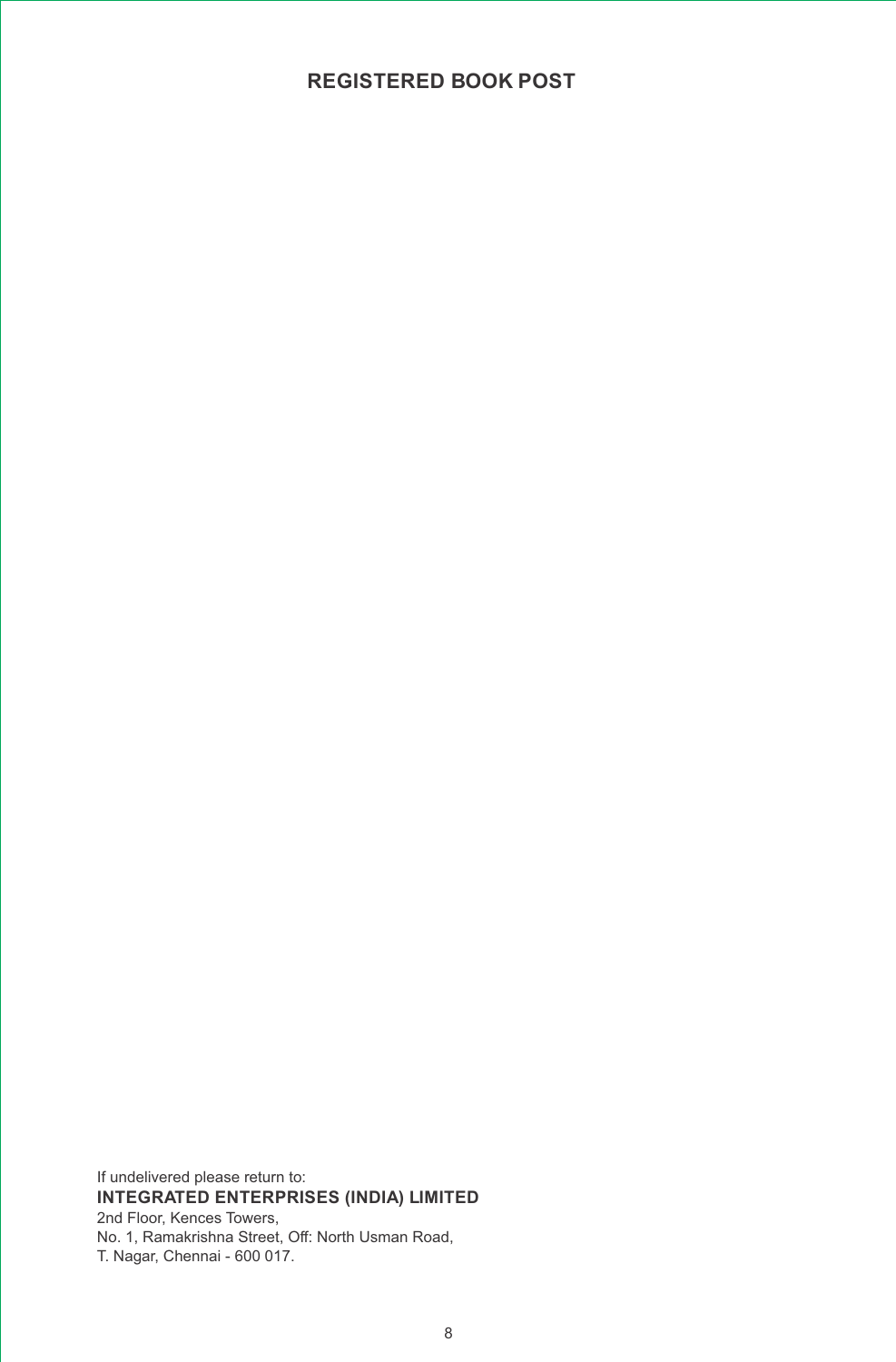# REGISTERED BOOK POST

If undelivered please return to:

**INTEGRATED ENTERPRISES (INDIA) LIMITED**

2nd Floor, Kences Towers,

No. 1, Ramakrishna Street, Off: North Usman Road,

T. Nagar, Chennai - 600 017.